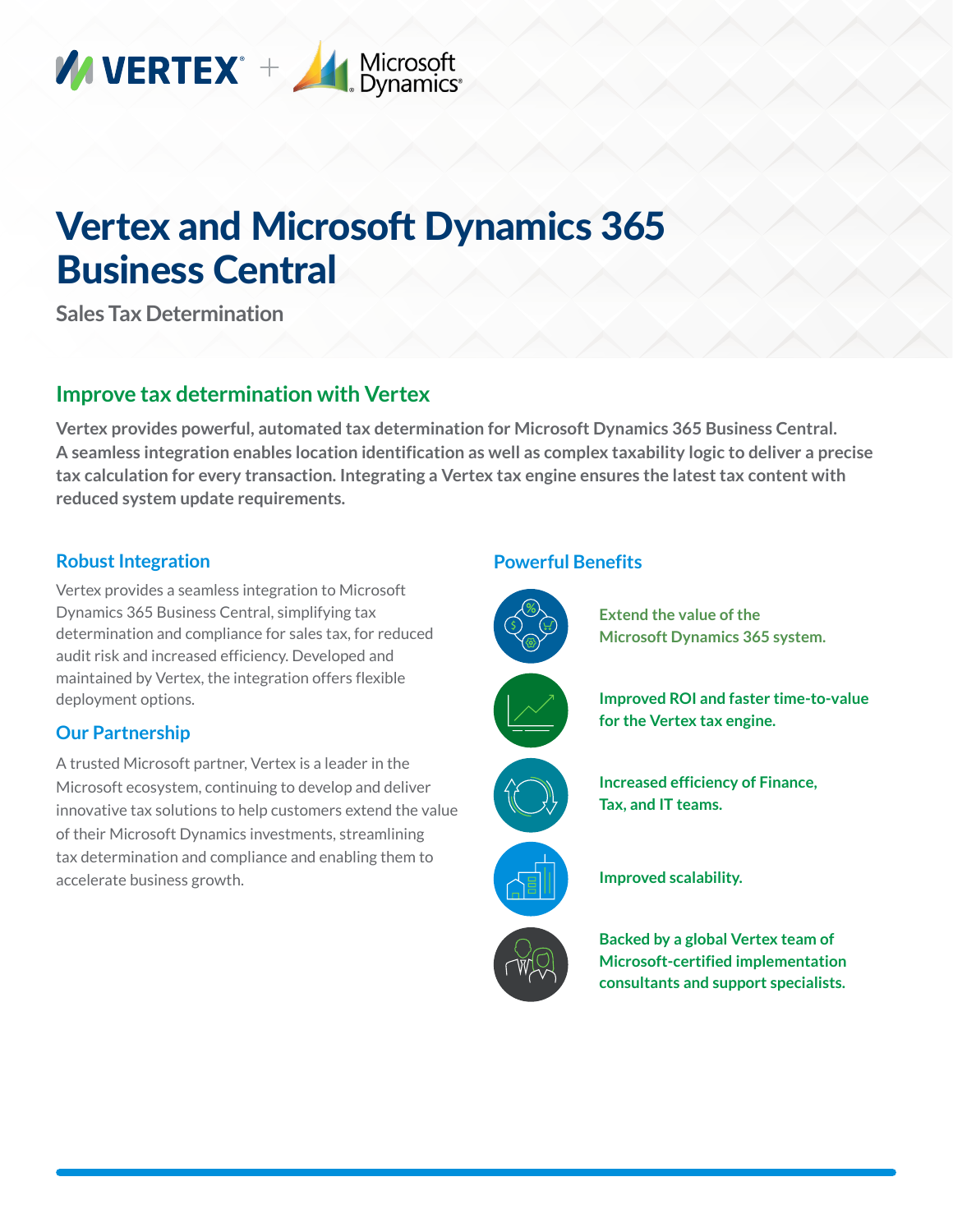# Vertex and Microsoft Dynamics 365 Business Central

Sales Tax Determination

## Improve tax determination with Vertex

**Vertex provides powerful, automated tax determination for Microsoft Dynamics 365 Business Central. A seamless integration enables location identification as well as complex taxability logic to deliver a precise tax calculation for every transaction. Integrating a Vertex tax engine ensures the latest tax content with reduced system update requirements.**

### Robust Integration

Vertex provides a seamless integration to Microsoft Dynamics 365 Business Central, simplifying tax determination and compliance for sales tax, for reduced audit risk and increased efficiency. Developed and maintained by Vertex, the integration offers flexible deployment options.

### Our Partnership

A trusted Microsoft partner, Vertex is a leader in the Microsoft ecosystem, continuing to develop and deliver innovative tax solutions to help customers extend the value of their Microsoft Dynamics investments, streamlining tax determination and compliance and enabling them to accelerate business growth.

### Powerful Benefits

- **Extend the value of the Microsoft Dynamics 365 system.**
- **Improved ROI and faster time-to-value for the Vertex tax engine.**
- **Increased efficiency of Finance, Tax, and IT teams.**
- **Improved scalability.**
- **Backed by a global Vertex team of Microsoft-certified implementation consultants and support specialists.**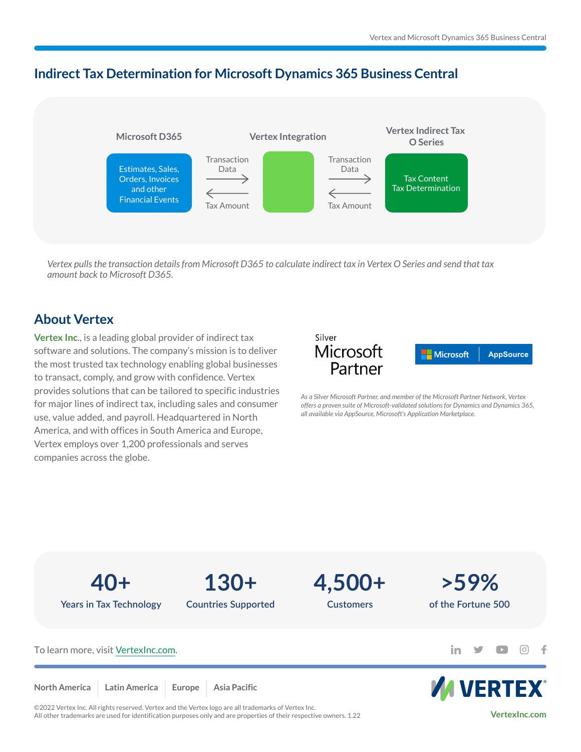## Indirect Tax Determination for Microsoft Dynamics 365 Business Central

Microsoft D365

Estimates, Sales, Orders, Invoices and other Financial Events

Transaction Data

Tax Amount

Vertex Integration

Transaction Data

Tax Amount

Vertex Indirect Tax O Series

Tax Content
Tax Determination

*Vertex pulls the transaction details from Microsoft D365 to calculate indirect tax in Vertex O Series and send that tax amount back to Microsoft D365.*

## About Vertex

**Vertex Inc.**, is a leading global provider of indirect tax software and solutions. The company's mission is to deliver the most trusted tax technology enabling global businesses to transact, comply, and grow with confidence. Vertex provides solutions that can be tailored to specific industries for major lines of indirect tax, including sales and consumer use, value added, and payroll. Headquartered in North America, and with offices in South America and Europe, Vertex employs over 1,200 professionals and serves companies across the globe.

Silver Microsoft Partner

Microsoft | AppSource

*As a Silver Microsoft Partner, and member of the Microsoft Partner Network, Vertex offers a proven suite of Microsoft-validated solutions for Dynamics and Dynamics 365, all available via AppSource, Microsoft's Application Marketplace.*

**40+** Years in Tax Technology

**130+** Countries Supported

**4,500+** Customers

**>59%** of the Fortune 500

To learn more, visit VertexInc.com.

North America | Latin America | Europe | Asia Pacific

VERTEX

VertexInc.com

©2022 Vertex Inc. All rights reserved. Vertex and the Vertex logo are all trademarks of Vertex Inc.
All other trademarks are used for identification purposes only and are properties of their respective owners. 1.22